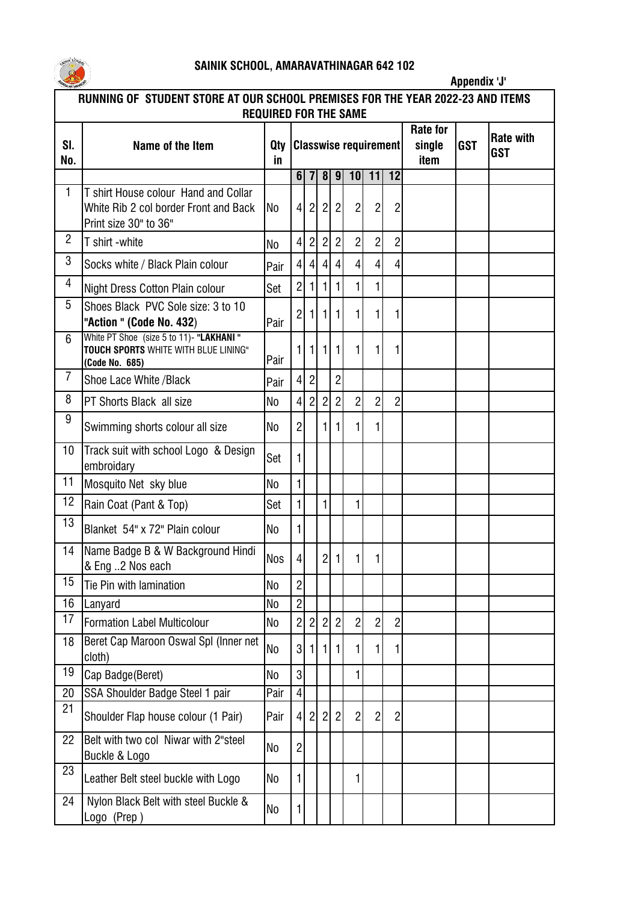# SAINIK SCHOOL, AMARAVATHINAGAR 642 102

**Appendix 'J'**

## RUNNING OF STUDENT STORE AT OUR SCHOOL PREMISES FOR THE YEAR 2022-23 AND ITEMS REQUIRED FOR THE SAME

| Sl. No. | Name of the Item | Qty in | Classwise requirement | | | | | | | Rate for single item | GST | Rate with GST |
|---|---|---|---|---|---|---|---|---|---|---|---|---|
| | | | 6 | 7 | 8 | 9 | 10 | 11 | 12 | | | |
| 1 | T shirt House colour Hand and Collar White Rib 2 col border Front and Back Print size 30" to 36" | No | 4 | 2 | 2 | 2 | 2 | 2 | 2 | | | |
| 2 | T shirt -white | No | 4 | 2 | 2 | 2 | 2 | 2 | 2 | | | |
| 3 | Socks white / Black Plain colour | Pair | 4 | 4 | 4 | 4 | 4 | 4 | 4 | | | |
| 4 | Night Dress Cotton Plain colour | Set | 2 | 1 | 1 | 1 | 1 | 1 | | | | |
| 5 | Shoes Black PVC Sole size: 3 to 10 **"Action " (Code No. 432)** | Pair | 2 | 1 | 1 | 1 | 1 | 1 | 1 | | | |
| 6 | White PT Shoe (size 5 to 11)- **"LAKHANI " TOUCH SPORTS** WHITE WITH BLUE LINING" **(Code No. 685)** | Pair | 1 | 1 | 1 | 1 | 1 | 1 | 1 | | | |
| 7 | Shoe Lace White /Black | Pair | 4 | 2 | | 2 | | | | | | |
| 8 | PT Shorts Black all size | No | 4 | 2 | 2 | 2 | 2 | 2 | 2 | | | |
| 9 | Swimming shorts colour all size | No | 2 | | 1 | 1 | 1 | 1 | | | | |
| 10 | Track suit with school Logo & Design embroidary | Set | 1 | | | | | | | | | |
| 11 | Mosquito Net sky blue | No | 1 | | | | | | | | | |
| 12 | Rain Coat (Pant & Top) | Set | 1 | | 1 | | 1 | | | | | |
| 13 | Blanket 54" x 72" Plain colour | No | 1 | | | | | | | | | |
| 14 | Name Badge B & W Background Hindi & Eng ..2 Nos each | Nos | 4 | | 2 | 1 | 1 | 1 | | | | |
| 15 | Tie Pin with lamination | No | 2 | | | | | | | | | |
| 16 | Lanyard | No | 2 | | | | | | | | | |
| 17 | Formation Label Multicolour | No | 2 | 2 | 2 | 2 | 2 | 2 | 2 | | | |
| 18 | Beret Cap Maroon Oswal Spl (Inner net cloth) | No | 3 | 1 | 1 | 1 | 1 | 1 | 1 | | | |
| 19 | Cap Badge(Beret) | No | 3 | | | | 1 | | | | | |
| 20 | SSA Shoulder Badge Steel 1 pair | Pair | 4 | | | | | | | | | |
| 21 | Shoulder Flap house colour (1 Pair) | Pair | 4 | 2 | 2 | 2 | 2 | 2 | 2 | | | |
| 22 | Belt with two col Niwar with 2"steel Buckle & Logo | No | 2 | | | | | | | | | |
| 23 | Leather Belt steel buckle with Logo | No | 1 | | | | 1 | | | | | |
| 24 | Nylon Black Belt with steel Buckle & Logo (Prep ) | No | 1 | | | | | | | | | |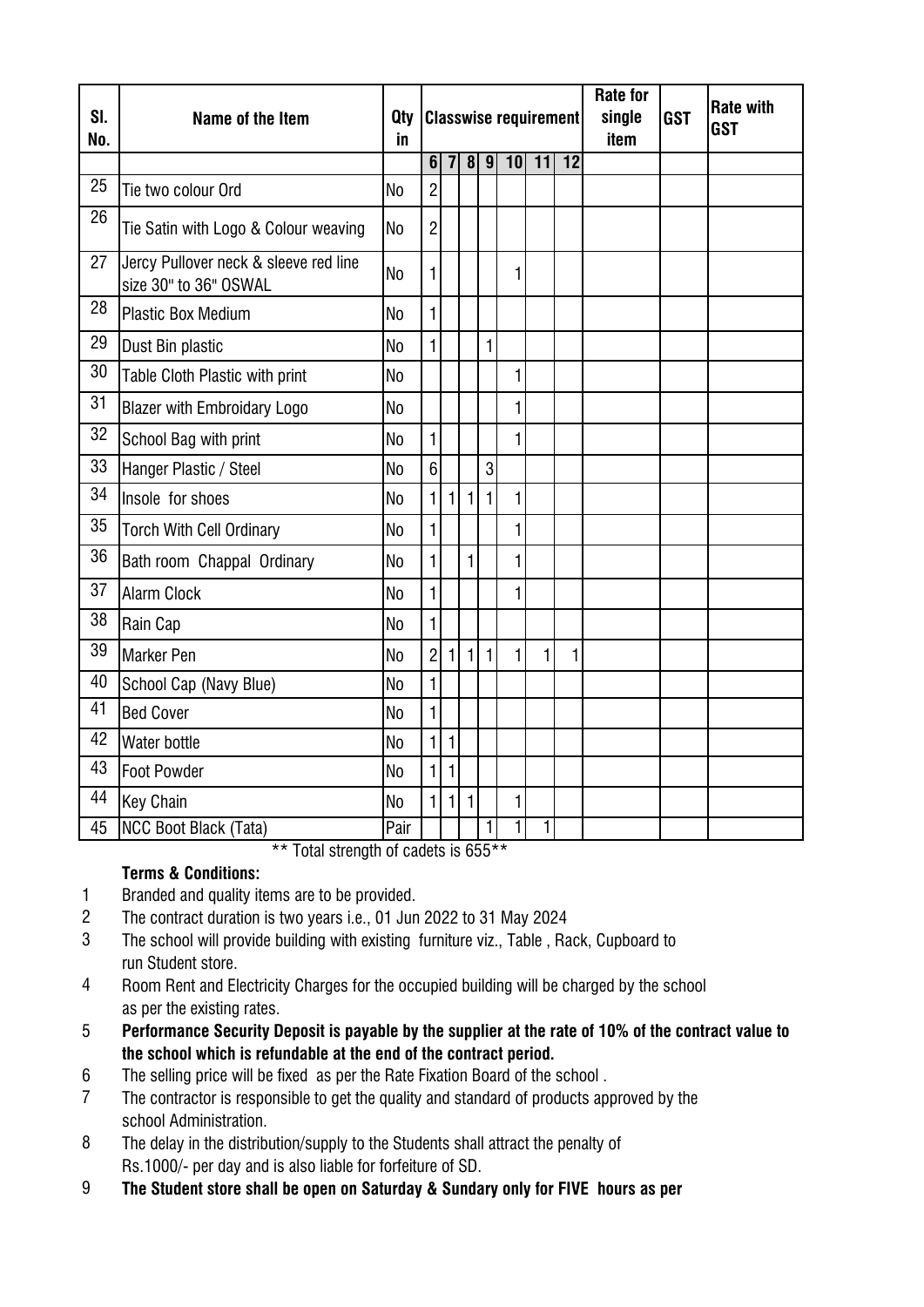| Sl. No. | Name of the Item | Qty in | Classwise requirement | | | | | | | Rate for single item | GST | Rate with GST |
|---|---|---|---|---|---|---|---|---|---|---|---|---|
| | | | 6 | 7 | 8 | 9 | 10 | 11 | 12 | | | |
| 25 | Tie two colour Ord | No | 2 | | | | | | | | | |
| 26 | Tie Satin with Logo & Colour weaving | No | 2 | | | | | | | | | |
| 27 | Jercy Pullover neck & sleeve red line size 30" to 36" OSWAL | No | 1 | | | | 1 | | | | | |
| 28 | Plastic Box Medium | No | 1 | | | | | | | | | |
| 29 | Dust Bin plastic | No | 1 | | | 1 | | | | | | |
| 30 | Table Cloth Plastic with print | No | | | | | 1 | | | | | |
| 31 | Blazer with Embroidary Logo | No | | | | | 1 | | | | | |
| 32 | School Bag with print | No | 1 | | | | 1 | | | | | |
| 33 | Hanger Plastic / Steel | No | 6 | | | 3 | | | | | | |
| 34 | Insole for shoes | No | 1 | 1 | 1 | 1 | 1 | | | | | |
| 35 | Torch With Cell Ordinary | No | 1 | | | | 1 | | | | | |
| 36 | Bath room Chappal Ordinary | No | 1 | | 1 | | 1 | | | | | |
| 37 | Alarm Clock | No | 1 | | | | 1 | | | | | |
| 38 | Rain Cap | No | 1 | | | | | | | | | |
| 39 | Marker Pen | No | 2 | 1 | 1 | 1 | 1 | 1 | 1 | | | |
| 40 | School Cap (Navy Blue) | No | 1 | | | | | | | | | |
| 41 | Bed Cover | No | 1 | | | | | | | | | |
| 42 | Water bottle | No | 1 | 1 | | | | | | | | |
| 43 | Foot Powder | No | 1 | 1 | | | | | | | | |
| 44 | Key Chain | No | 1 | 1 | 1 | | 1 | | | | | |
| 45 | NCC Boot Black (Tata) | Pair | | | | 1 | 1 | 1 | | | | |

** Total strength of cadets is 655**

**Terms & Conditions:**

1. Branded and quality items are to be provided.
2. The contract duration is two years i.e., 01 Jun 2022 to 31 May 2024
3. The school will provide building with existing furniture viz., Table , Rack, Cupboard to run Student store.
4. Room Rent and Electricity Charges for the occupied building will be charged by the school as per the existing rates.
5. **Performance Security Deposit is payable by the supplier at the rate of 10% of the contract value to the school which is refundable at the end of the contract period.**
6. The selling price will be fixed as per the Rate Fixation Board of the school .
7. The contractor is responsible to get the quality and standard of products approved by the school Administration.
8. The delay in the distribution/supply to the Students shall attract the penalty of Rs.1000/- per day and is also liable for forfeiture of SD.
9. **The Student store shall be open on Saturday & Sundary only for FIVE hours as per**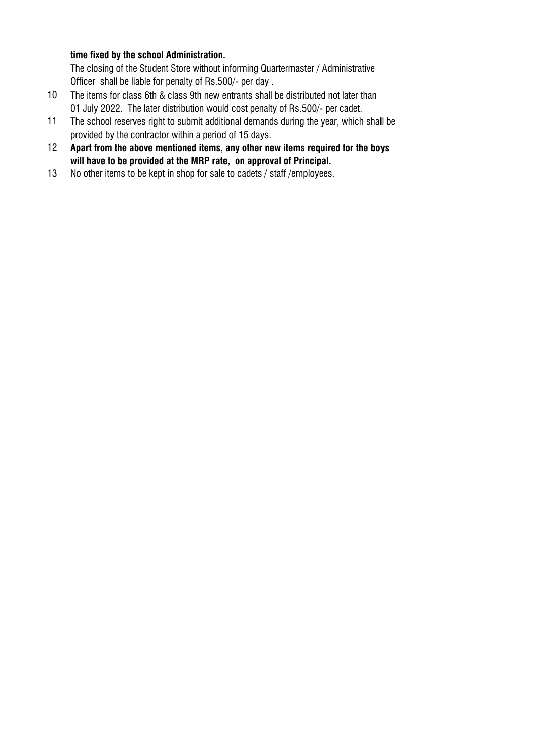**time fixed by the school Administration.**

The closing of the Student Store without informing Quartermaster / Administrative Officer shall be liable for penalty of Rs.500/- per day .

10 The items for class 6th & class 9th new entrants shall be distributed not later than 01 July 2022. The later distribution would cost penalty of Rs.500/- per cadet.

11 The school reserves right to submit additional demands during the year, which shall be provided by the contractor within a period of 15 days.

12 **Apart from the above mentioned items, any other new items required for the boys will have to be provided at the MRP rate, on approval of Principal.**

13 No other items to be kept in shop for sale to cadets / staff /employees.